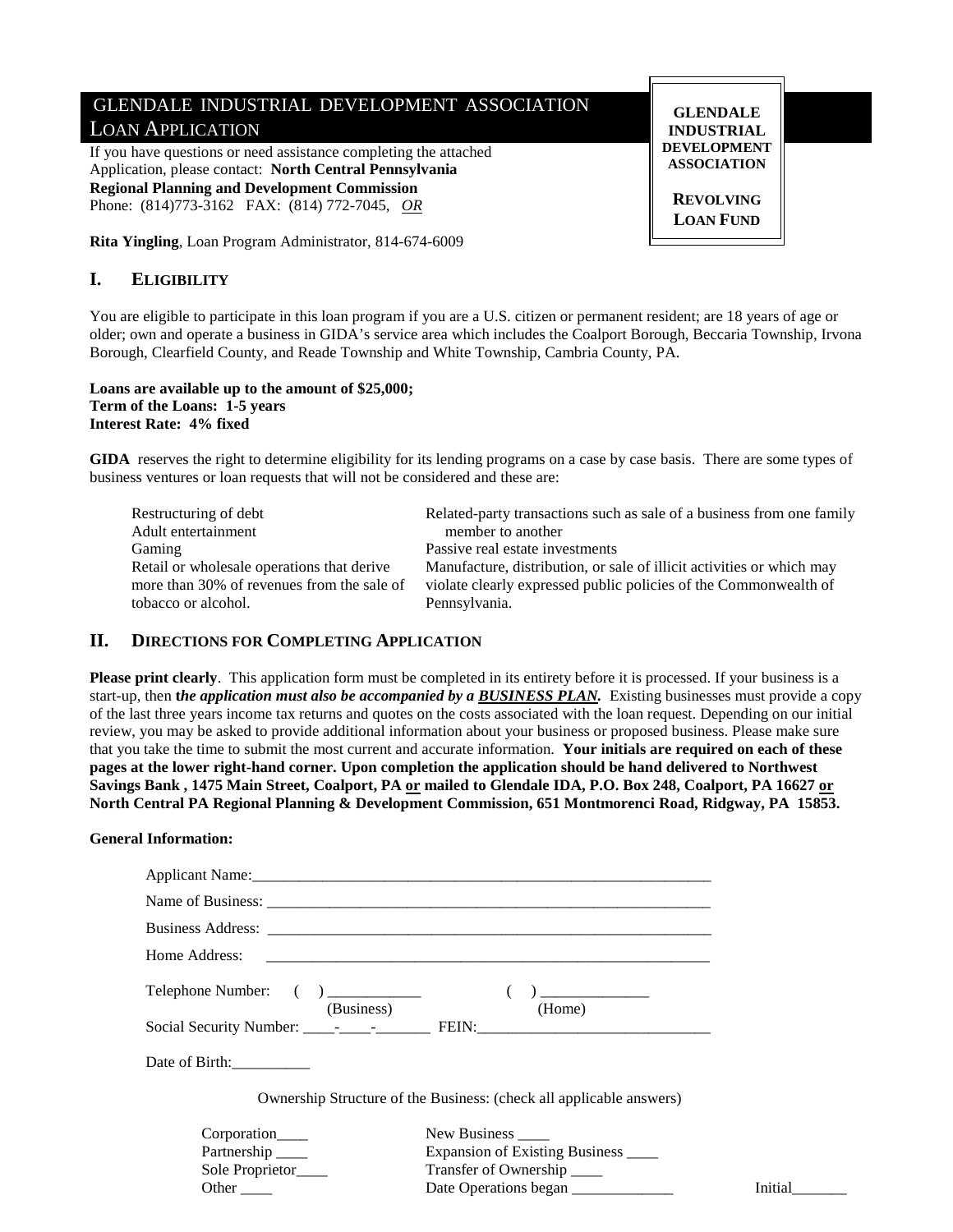# GLENDALE INDUSTRIAL DEVELOPMENT ASSOCIATION LOAN APPLICATION

**GLENDALE INDUSTRIAL DEVELOPMENT ASSOCIATION**

**REVOLVING LOAN FUND**

If you have questions or need assistance completing the attached Application, please contact: **North Central Pennsylvania Regional Planning and Development Commission**
Phone: (814)773-3162 FAX: (814) 772-7045, *OR*

**Rita Yingling**, Loan Program Administrator, 814-674-6009

## I. ELIGIBILITY

You are eligible to participate in this loan program if you are a U.S. citizen or permanent resident; are 18 years of age or older; own and operate a business in GIDA's service area which includes the Coalport Borough, Beccaria Township, Irvona Borough, Clearfield County, and Reade Township and White Township, Cambria County, PA.

**Loans are available up to the amount of $25,000;**
**Term of the Loans: 1-5 years**
**Interest Rate: 4% fixed**

**GIDA** reserves the right to determine eligibility for its lending programs on a case by case basis. There are some types of business ventures or loan requests that will not be considered and these are:

- Restructuring of debt
- Adult entertainment
- Gaming
- Retail or wholesale operations that derive more than 30% of revenues from the sale of tobacco or alcohol.
- Related-party transactions such as sale of a business from one family member to another
- Passive real estate investments
- Manufacture, distribution, or sale of illicit activities or which may violate clearly expressed public policies of the Commonwealth of Pennsylvania.

## II. DIRECTIONS FOR COMPLETING APPLICATION

**Please print clearly**. This application form must be completed in its entirety before it is processed. If your business is a start-up, then ***the application must also be accompanied by a BUSINESS PLAN.*** Existing businesses must provide a copy of the last three years income tax returns and quotes on the costs associated with the loan request. Depending on our initial review, you may be asked to provide additional information about your business or proposed business. Please make sure that you take the time to submit the most current and accurate information. **Your initials are required on each of these pages at the lower right-hand corner. Upon completion the application should be hand delivered to Northwest Savings Bank , 1475 Main Street, Coalport, PA or mailed to Glendale IDA, P.O. Box 248, Coalport, PA 16627 or North Central PA Regional Planning & Development Commission, 651 Montmorenci Road, Ridgway, PA 15853.**

**General Information:**

Applicant Name:____________________________________________________________

Name of Business: __________________________________________________________

Business Address: __________________________________________________________

Home Address: ____________________________________________________________

Telephone Number: ( ) ____________ (Business)  ( ) ______________ (Home)

Social Security Number: ____-____-_______ FEIN:______________________________

Date of Birth:__________

Ownership Structure of the Business: (check all applicable answers)

Corporation____ New Business ____
Partnership ____ Expansion of Existing Business ____
Sole Proprietor____ Transfer of Ownership ____
Other ____ Date Operations began _____________

Initial_______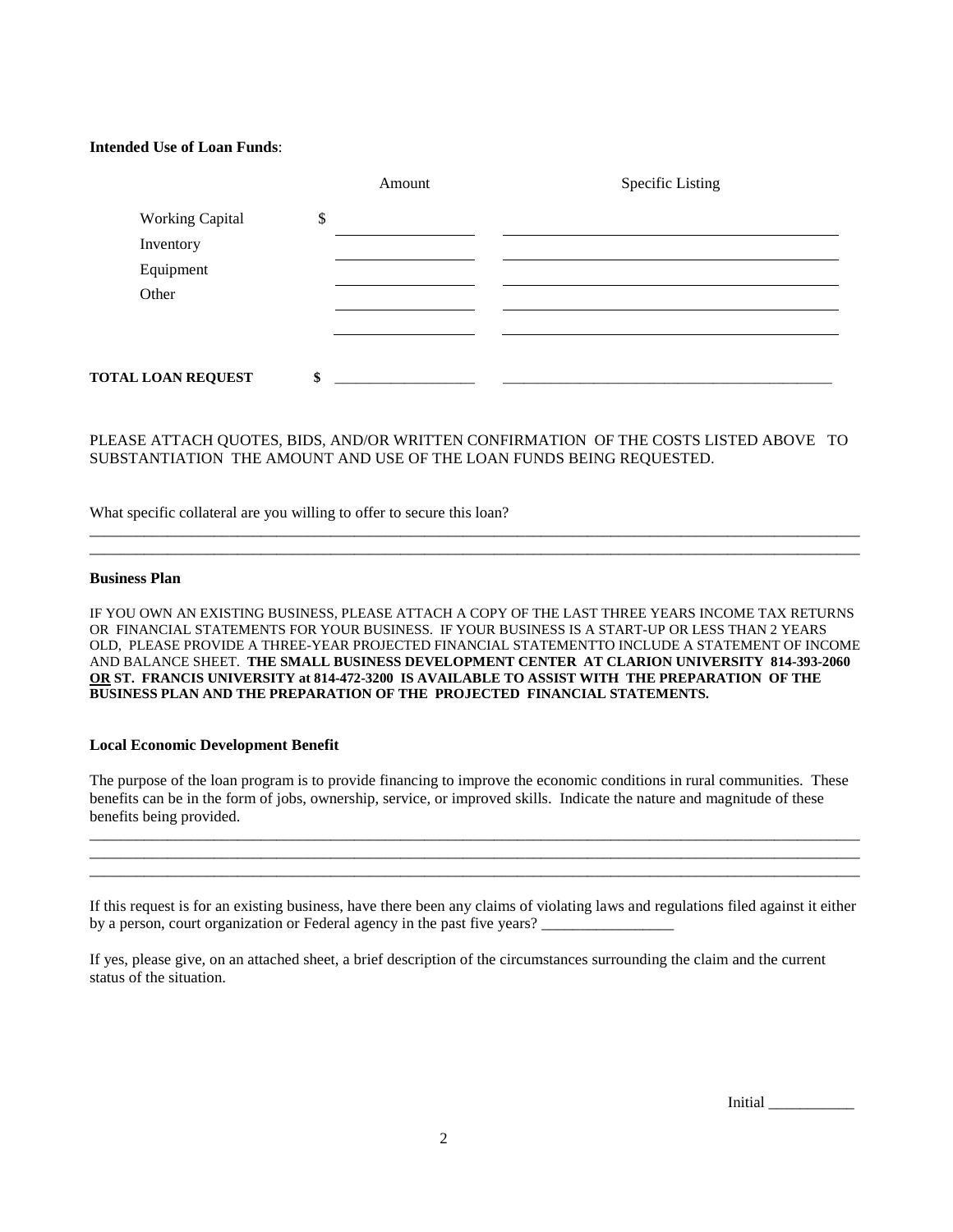**Intended Use of Loan Funds**:

| | Amount | Specific Listing |
|---|---|---|
| Working Capital | $ ________________ | ________________________________________ |
| Inventory | ________________ | ________________________________________ |
| Equipment | ________________ | ________________________________________ |
| Other | ________________ | ________________________________________ |
| | ________________ | ________________________________________ |
| **TOTAL LOAN REQUEST** | **$** ________________ | ________________________________________ |

PLEASE ATTACH QUOTES, BIDS, AND/OR WRITTEN CONFIRMATION OF THE COSTS LISTED ABOVE TO SUBSTANTIATION THE AMOUNT AND USE OF THE LOAN FUNDS BEING REQUESTED.

What specific collateral are you willing to offer to secure this loan?

____________________________________________________________________________________________________

____________________________________________________________________________________________________

**Business Plan**

IF YOU OWN AN EXISTING BUSINESS, PLEASE ATTACH A COPY OF THE LAST THREE YEARS INCOME TAX RETURNS OR FINANCIAL STATEMENTS FOR YOUR BUSINESS. IF YOUR BUSINESS IS A START-UP OR LESS THAN 2 YEARS OLD, PLEASE PROVIDE A THREE-YEAR PROJECTED FINANCIAL STATEMENTTO INCLUDE A STATEMENT OF INCOME AND BALANCE SHEET. **THE SMALL BUSINESS DEVELOPMENT CENTER AT CLARION UNIVERSITY 814-393-2060 OR ST. FRANCIS UNIVERSITY at 814-472-3200 IS AVAILABLE TO ASSIST WITH THE PREPARATION OF THE BUSINESS PLAN AND THE PREPARATION OF THE PROJECTED FINANCIAL STATEMENTS.**

**Local Economic Development Benefit**

The purpose of the loan program is to provide financing to improve the economic conditions in rural communities. These benefits can be in the form of jobs, ownership, service, or improved skills. Indicate the nature and magnitude of these benefits being provided.

____________________________________________________________________________________________________

____________________________________________________________________________________________________

____________________________________________________________________________________________________

If this request is for an existing business, have there been any claims of violating laws and regulations filed against it either by a person, court organization or Federal agency in the past five years? _________________

If yes, please give, on an attached sheet, a brief description of the circumstances surrounding the claim and the current status of the situation.

Initial ___________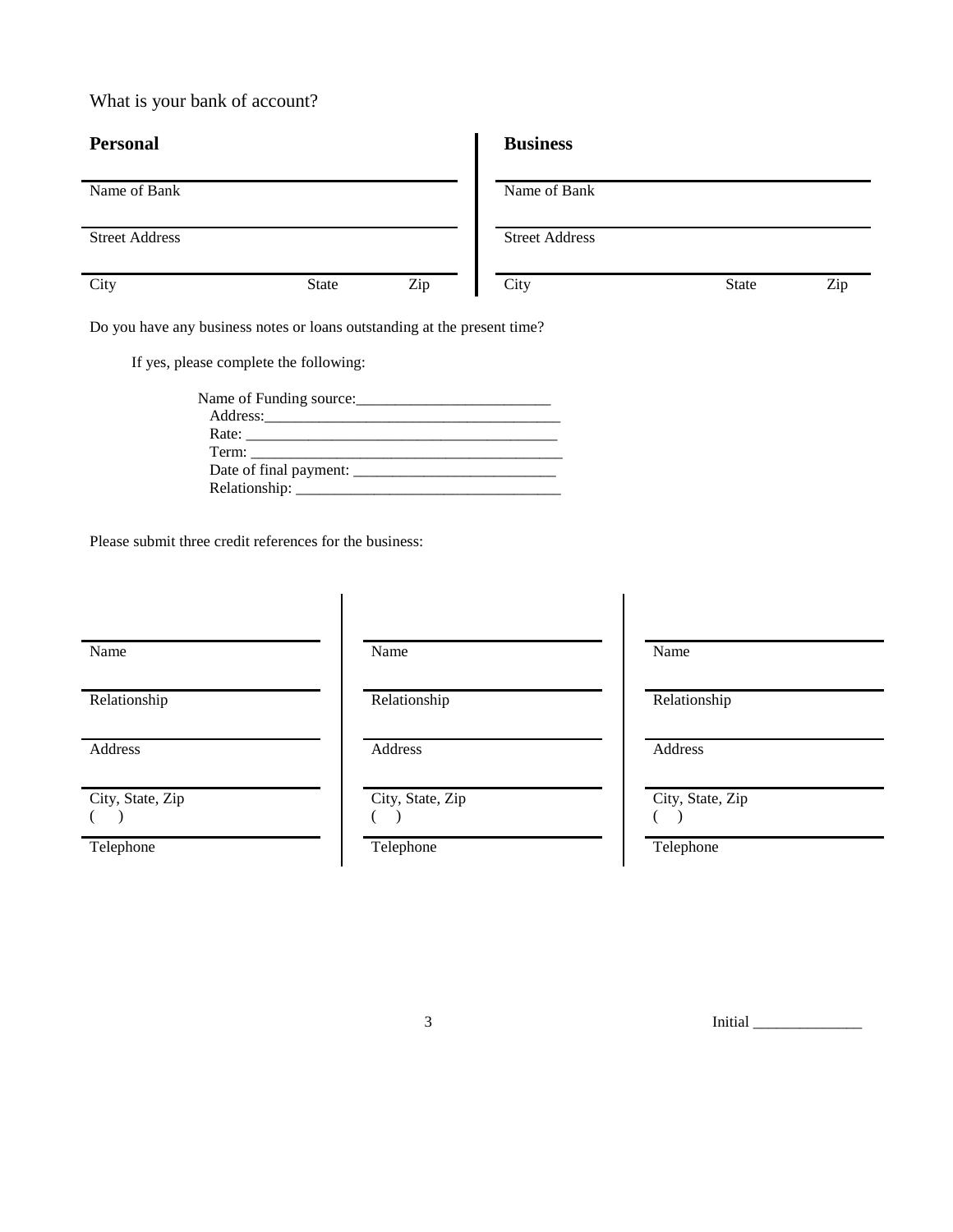What is your bank of account?

| **Personal** | | | **Business** | | |
|---|---|---|---|---|---|
| Name of Bank | | | Name of Bank | | |
| Street Address | | | Street Address | | |
| City | State | Zip | City | State | Zip |

Do you have any business notes or loans outstanding at the present time?

If yes, please complete the following:

Name of Funding source:_________________________
Address:_______________________________________
Rate: _________________________________________
Term: _________________________________________
Date of final payment: __________________________
Relationship: __________________________________

Please submit three credit references for the business:

| | | |
|---|---|---|
| Name | Name | Name |
| Relationship | Relationship | Relationship |
| Address | Address | Address |
| City, State, Zip | City, State, Zip | City, State, Zip |
| (    ) | (    ) | (    ) |
| Telephone | Telephone | Telephone |

Initial ______________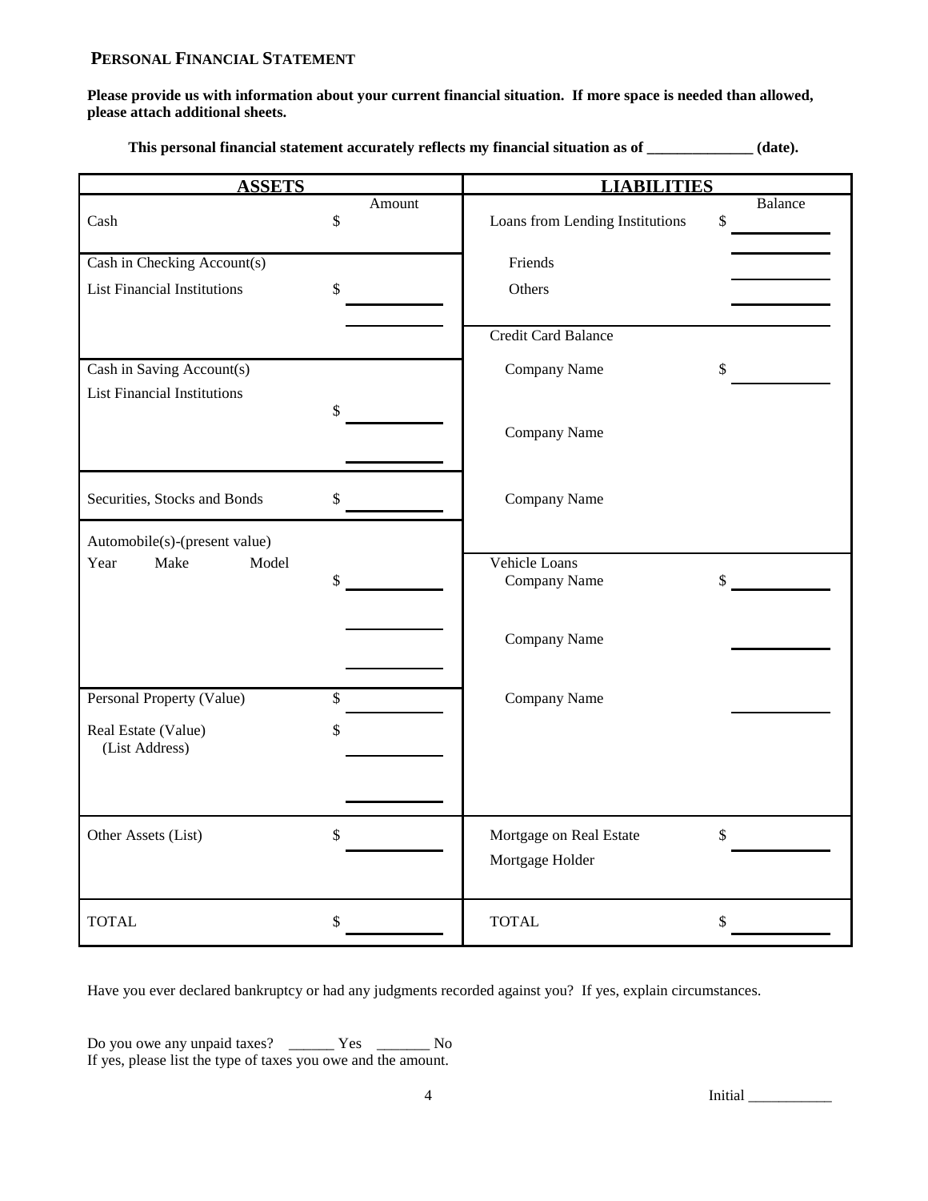## PERSONAL FINANCIAL STATEMENT

**Please provide us with information about your current financial situation. If more space is needed than allowed, please attach additional sheets.**

**This personal financial statement accurately reflects my financial situation as of _____________ (date).**

| ASSETS | Amount | LIABILITIES | Balance |
|---|---|---|---|
| Cash | $ | Loans from Lending Institutions | $ ________ |
| | | | ________ |
| Cash in Checking Account(s) | | Friends | ________ |
| List Financial Institutions | $ ________ | Others | ________ |
| | ________ | | ________ |
| | | Credit Card Balance | |
| Cash in Saving Account(s) | | Company Name | $ ________ |
| List Financial Institutions | $ ________ | | |
| | | Company Name | |
| | ________ | | |
| Securities, Stocks and Bonds | $ ________ | Company Name | |
| Automobile(s)-(present value) | | | |
| Year Make Model | $ ________ | Vehicle Loans<br>Company Name | $ ________ |
| | ________ | | |
| | | Company Name | ________ |
| | ________ | | |
| Personal Property (Value) | $ ________ | Company Name | ________ |
| Real Estate (Value)<br>(List Address) | $ ________ | | |
| | ________ | | |
| Other Assets (List) | $ ________ | Mortgage on Real Estate | $ ________ |
| | | Mortgage Holder | |
| TOTAL | $ ________ | TOTAL | $ ________ |

Have you ever declared bankruptcy or had any judgments recorded against you? If yes, explain circumstances.

Do you owe any unpaid taxes? ______ Yes _______ No
If yes, please list the type of taxes you owe and the amount.

Initial ___________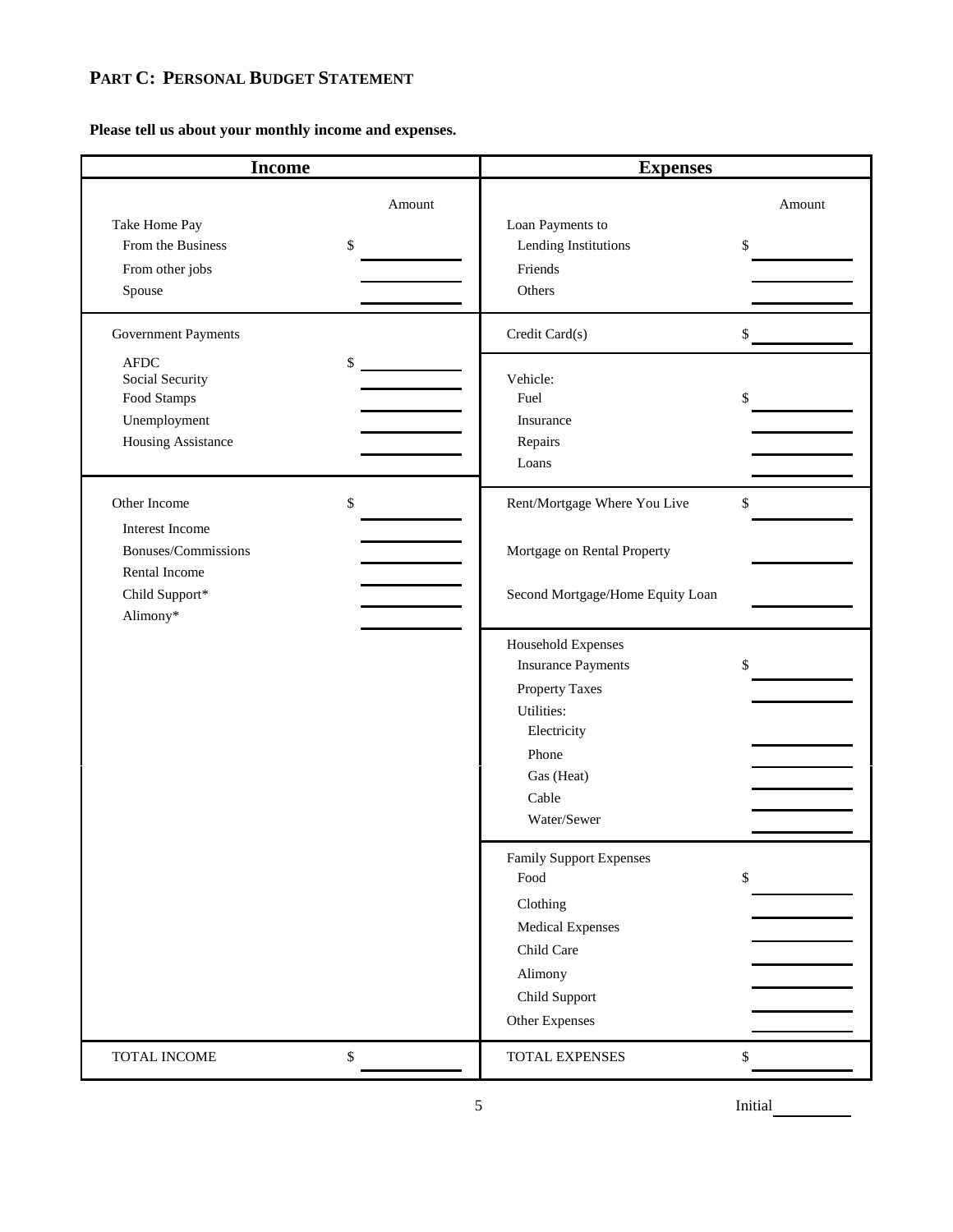## PART C: PERSONAL BUDGET STATEMENT

**Please tell us about your monthly income and expenses.**

| Income | Amount | Expenses | Amount |
|---|---|---|---|
| Take Home Pay | | Loan Payments to | |
| From the Business | $ | Lending Institutions | $ |
| From other jobs | | Friends | |
| Spouse | | Others | |
| Government Payments | | Credit Card(s) | $ |
| AFDC | $ | Vehicle: | |
| Social Security | | Fuel | $ |
| Food Stamps | | Insurance | |
| Unemployment | | Repairs | |
| Housing Assistance | | Loans | |
| Other Income | $ | Rent/Mortgage Where You Live | $ |
| Interest Income | | Mortgage on Rental Property | |
| Bonuses/Commissions | | Second Mortgage/Home Equity Loan | |
| Rental Income | | Household Expenses | |
| Child Support* | | Insurance Payments | $ |
| Alimony* | | Property Taxes | |
| | | Utilities: | |
| | | Electricity | |
| | | Phone | |
| | | Gas (Heat) | |
| | | Cable | |
| | | Water/Sewer | |
| | | Family Support Expenses | |
| | | Food | $ |
| | | Clothing | |
| | | Medical Expenses | |
| | | Child Care | |
| | | Alimony | |
| | | Child Support | |
| | | Other Expenses | |
| TOTAL INCOME | $ | TOTAL EXPENSES | $ |

Initial ________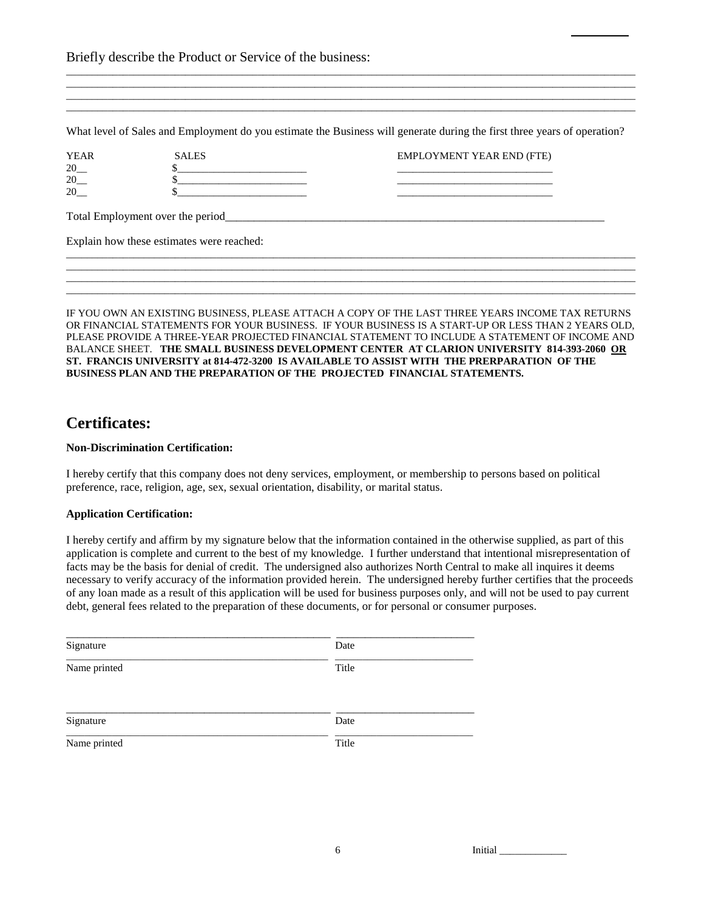Briefly describe the Product or Service of the business:

_______________________________________________________________________________________________
_______________________________________________________________________________________________
_______________________________________________________________________________________________
_______________________________________________________________________________________________

What level of Sales and Employment do you estimate the Business will generate during the first three years of operation?

| YEAR | SALES | EMPLOYMENT YEAR END (FTE) |
|---|---|---|
| 20__ | $________________________ | ____________________________ |
| 20__ | $________________________ | ____________________________ |
| 20__ | $________________________ | ____________________________ |

Total Employment over the period_____________________________________________________________________

Explain how these estimates were reached:

_______________________________________________________________________________________________
_______________________________________________________________________________________________
_______________________________________________________________________________________________
_______________________________________________________________________________________________

IF YOU OWN AN EXISTING BUSINESS, PLEASE ATTACH A COPY OF THE LAST THREE YEARS INCOME TAX RETURNS OR FINANCIAL STATEMENTS FOR YOUR BUSINESS. IF YOUR BUSINESS IS A START-UP OR LESS THAN 2 YEARS OLD, PLEASE PROVIDE A THREE-YEAR PROJECTED FINANCIAL STATEMENT TO INCLUDE A STATEMENT OF INCOME AND BALANCE SHEET. **THE SMALL BUSINESS DEVELOPMENT CENTER AT CLARION UNIVERSITY 814-393-2060 OR ST. FRANCIS UNIVERSITY at 814-472-3200 IS AVAILABLE TO ASSIST WITH THE PRERPARATION OF THE BUSINESS PLAN AND THE PREPARATION OF THE PROJECTED FINANCIAL STATEMENTS.**

## Certificates:

**Non-Discrimination Certification:**

I hereby certify that this company does not deny services, employment, or membership to persons based on political preference, race, religion, age, sex, sexual orientation, disability, or marital status.

**Application Certification:**

I hereby certify and affirm by my signature below that the information contained in the otherwise supplied, as part of this application is complete and current to the best of my knowledge. I further understand that intentional misrepresentation of facts may be the basis for denial of credit. The undersigned also authorizes North Central to make all inquires it deems necessary to verify accuracy of the information provided herein. The undersigned hereby further certifies that the proceeds of any loan made as a result of this application will be used for business purposes only, and will not be used to pay current debt, general fees related to the preparation of these documents, or for personal or consumer purposes.

________________________________________________ __________________________
Signature Date

________________________________________________ __________________________
Name printed Title

________________________________________________ __________________________
Signature Date

________________________________________________ __________________________
Name printed Title

Initial _____________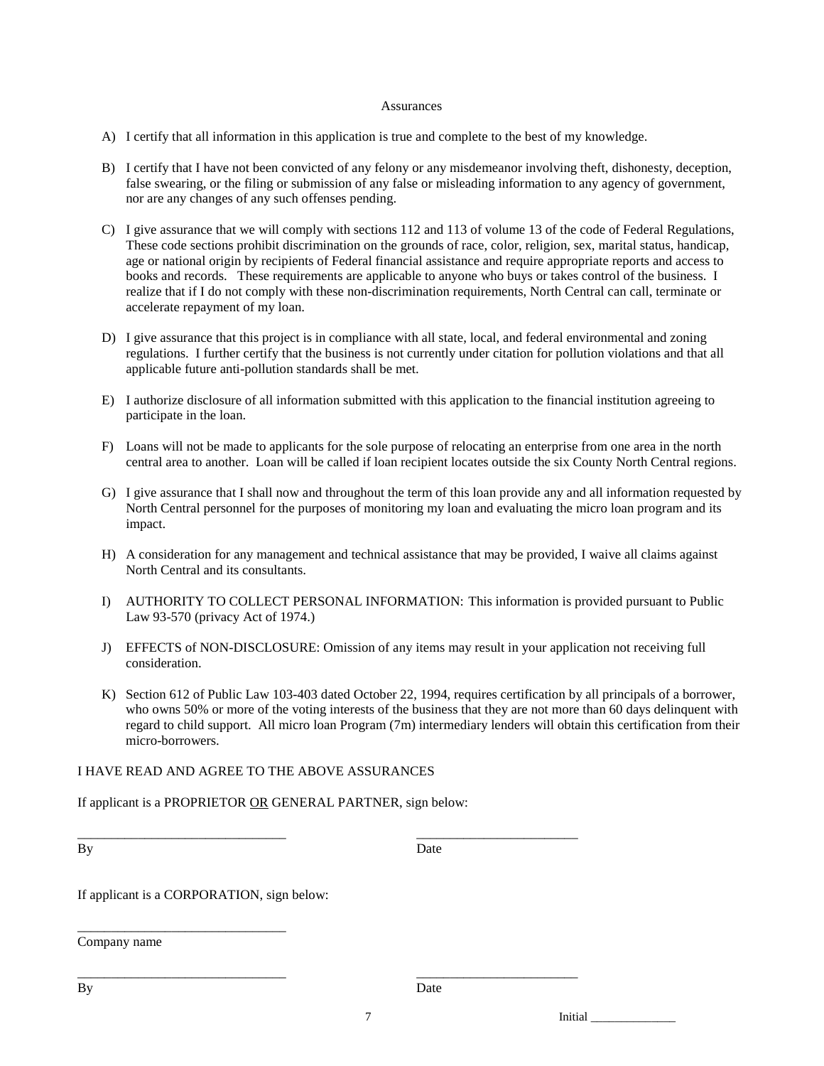## Assurances

A) I certify that all information in this application is true and complete to the best of my knowledge.

B) I certify that I have not been convicted of any felony or any misdemeanor involving theft, dishonesty, deception, false swearing, or the filing or submission of any false or misleading information to any agency of government, nor are any changes of any such offenses pending.

C) I give assurance that we will comply with sections 112 and 113 of volume 13 of the code of Federal Regulations, These code sections prohibit discrimination on the grounds of race, color, religion, sex, marital status, handicap, age or national origin by recipients of Federal financial assistance and require appropriate reports and access to books and records. These requirements are applicable to anyone who buys or takes control of the business. I realize that if I do not comply with these non-discrimination requirements, North Central can call, terminate or accelerate repayment of my loan.

D) I give assurance that this project is in compliance with all state, local, and federal environmental and zoning regulations. I further certify that the business is not currently under citation for pollution violations and that all applicable future anti-pollution standards shall be met.

E) I authorize disclosure of all information submitted with this application to the financial institution agreeing to participate in the loan.

F) Loans will not be made to applicants for the sole purpose of relocating an enterprise from one area in the north central area to another. Loan will be called if loan recipient locates outside the six County North Central regions.

G) I give assurance that I shall now and throughout the term of this loan provide any and all information requested by North Central personnel for the purposes of monitoring my loan and evaluating the micro loan program and its impact.

H) A consideration for any management and technical assistance that may be provided, I waive all claims against North Central and its consultants.

I) AUTHORITY TO COLLECT PERSONAL INFORMATION: This information is provided pursuant to Public Law 93-570 (privacy Act of 1974.)

J) EFFECTS of NON-DISCLOSURE: Omission of any items may result in your application not receiving full consideration.

K) Section 612 of Public Law 103-403 dated October 22, 1994, requires certification by all principals of a borrower, who owns 50% or more of the voting interests of the business that they are not more than 60 days delinquent with regard to child support. All micro loan Program (7m) intermediary lenders will obtain this certification from their micro-borrowers.

I HAVE READ AND AGREE TO THE ABOVE ASSURANCES

If applicant is a PROPRIETOR <u>OR</u> GENERAL PARTNER, sign below:

_______________________________ _________________________
By Date

If applicant is a CORPORATION, sign below:

_______________________________
Company name

_______________________________ _________________________
By Date

Initial ______________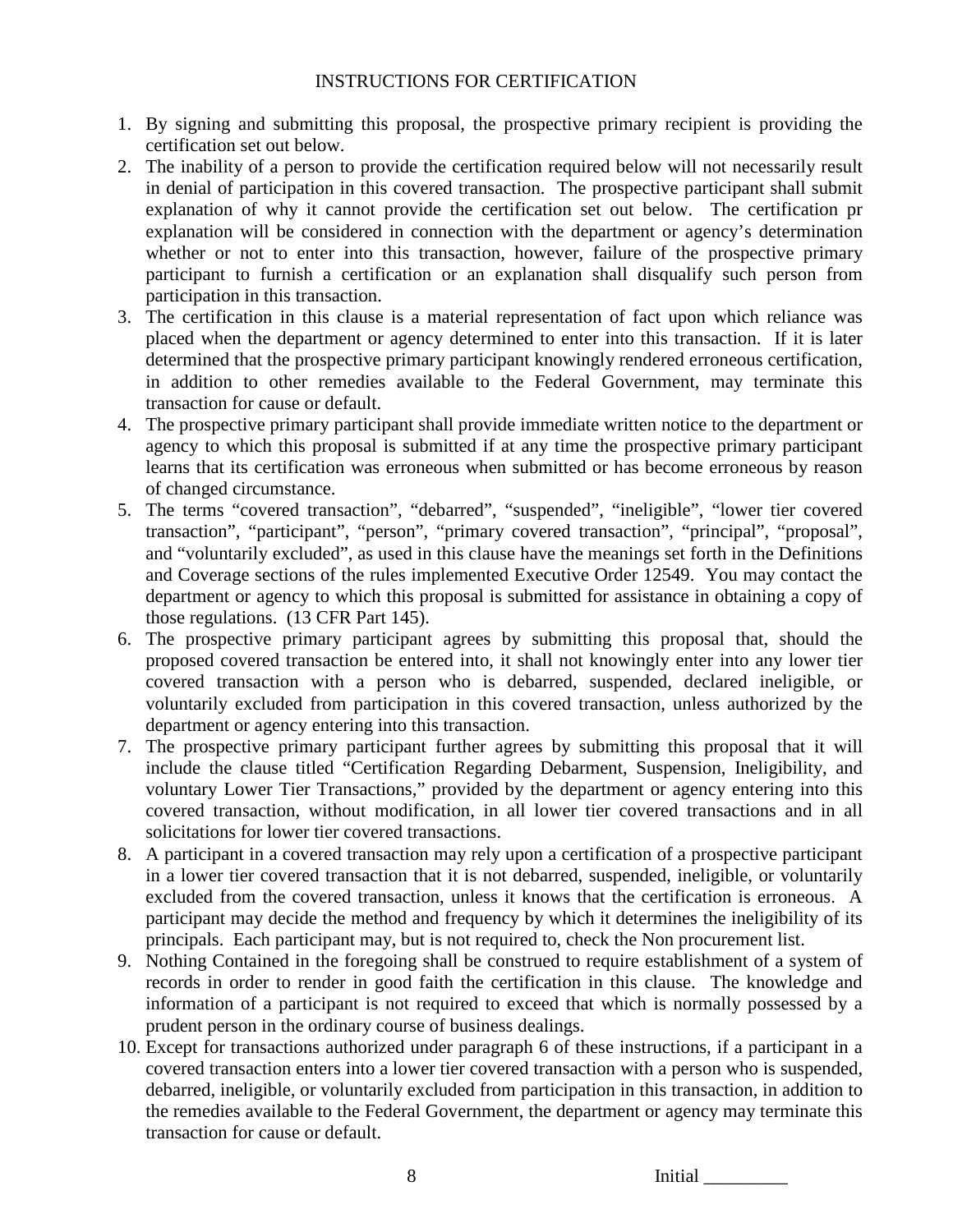# INSTRUCTIONS FOR CERTIFICATION

1. By signing and submitting this proposal, the prospective primary recipient is providing the certification set out below.
2. The inability of a person to provide the certification required below will not necessarily result in denial of participation in this covered transaction. The prospective participant shall submit explanation of why it cannot provide the certification set out below. The certification pr explanation will be considered in connection with the department or agency's determination whether or not to enter into this transaction, however, failure of the prospective primary participant to furnish a certification or an explanation shall disqualify such person from participation in this transaction.
3. The certification in this clause is a material representation of fact upon which reliance was placed when the department or agency determined to enter into this transaction. If it is later determined that the prospective primary participant knowingly rendered erroneous certification, in addition to other remedies available to the Federal Government, may terminate this transaction for cause or default.
4. The prospective primary participant shall provide immediate written notice to the department or agency to which this proposal is submitted if at any time the prospective primary participant learns that its certification was erroneous when submitted or has become erroneous by reason of changed circumstance.
5. The terms "covered transaction", "debarred", "suspended", "ineligible", "lower tier covered transaction", "participant", "person", "primary covered transaction", "principal", "proposal", and "voluntarily excluded", as used in this clause have the meanings set forth in the Definitions and Coverage sections of the rules implemented Executive Order 12549. You may contact the department or agency to which this proposal is submitted for assistance in obtaining a copy of those regulations. (13 CFR Part 145).
6. The prospective primary participant agrees by submitting this proposal that, should the proposed covered transaction be entered into, it shall not knowingly enter into any lower tier covered transaction with a person who is debarred, suspended, declared ineligible, or voluntarily excluded from participation in this covered transaction, unless authorized by the department or agency entering into this transaction.
7. The prospective primary participant further agrees by submitting this proposal that it will include the clause titled "Certification Regarding Debarment, Suspension, Ineligibility, and voluntary Lower Tier Transactions," provided by the department or agency entering into this covered transaction, without modification, in all lower tier covered transactions and in all solicitations for lower tier covered transactions.
8. A participant in a covered transaction may rely upon a certification of a prospective participant in a lower tier covered transaction that it is not debarred, suspended, ineligible, or voluntarily excluded from the covered transaction, unless it knows that the certification is erroneous. A participant may decide the method and frequency by which it determines the ineligibility of its principals. Each participant may, but is not required to, check the Non procurement list.
9. Nothing Contained in the foregoing shall be construed to require establishment of a system of records in order to render in good faith the certification in this clause. The knowledge and information of a participant is not required to exceed that which is normally possessed by a prudent person in the ordinary course of business dealings.
10. Except for transactions authorized under paragraph 6 of these instructions, if a participant in a covered transaction enters into a lower tier covered transaction with a person who is suspended, debarred, ineligible, or voluntarily excluded from participation in this transaction, in addition to the remedies available to the Federal Government, the department or agency may terminate this transaction for cause or default.

Initial _________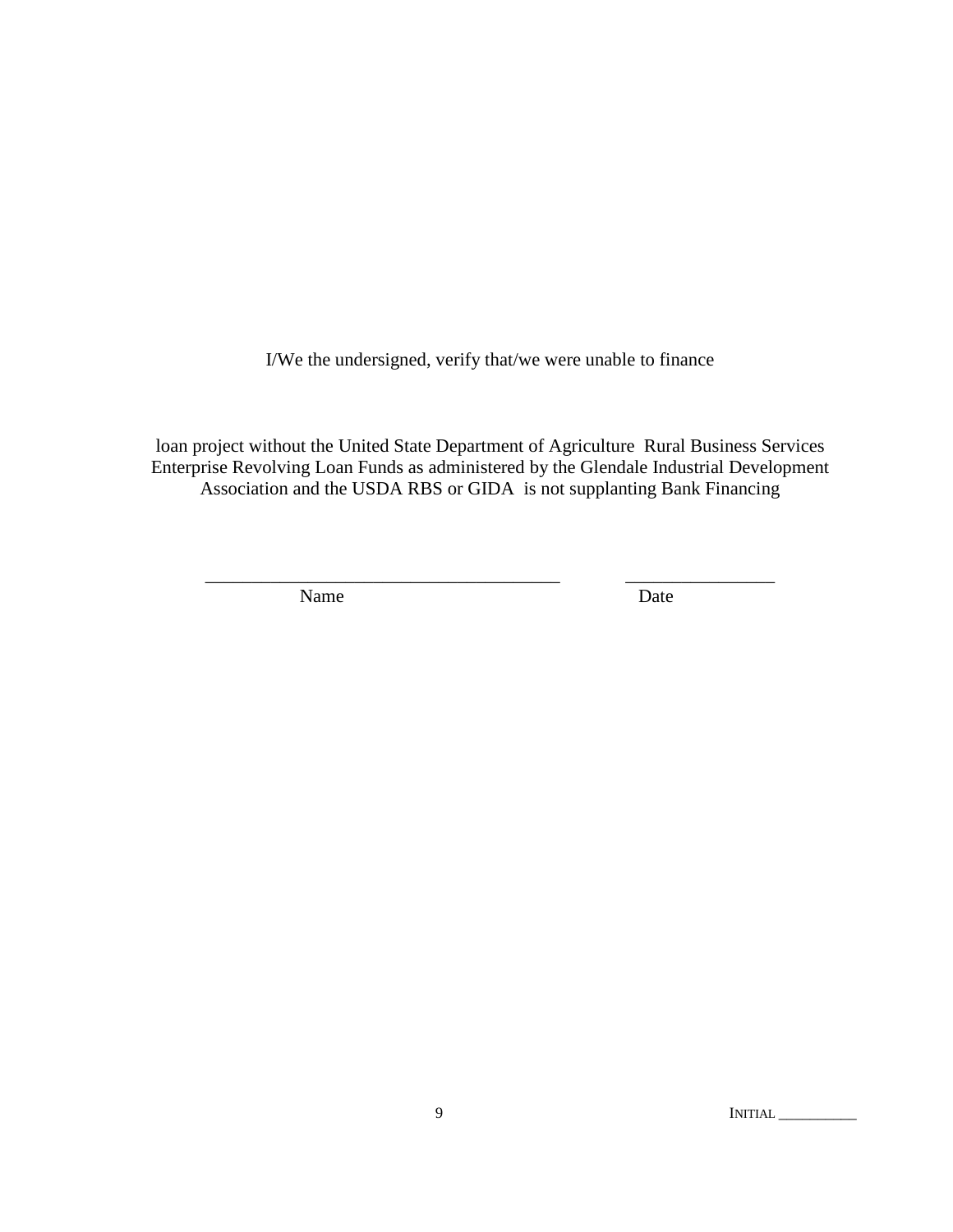I/We the undersigned, verify that/we were unable to finance

loan project without the United State Department of Agriculture Rural Business Services Enterprise Revolving Loan Funds as administered by the Glendale Industrial Development Association and the USDA RBS or GIDA is not supplanting Bank Financing

_______________________________________ ________________

Name Date

INITIAL __________